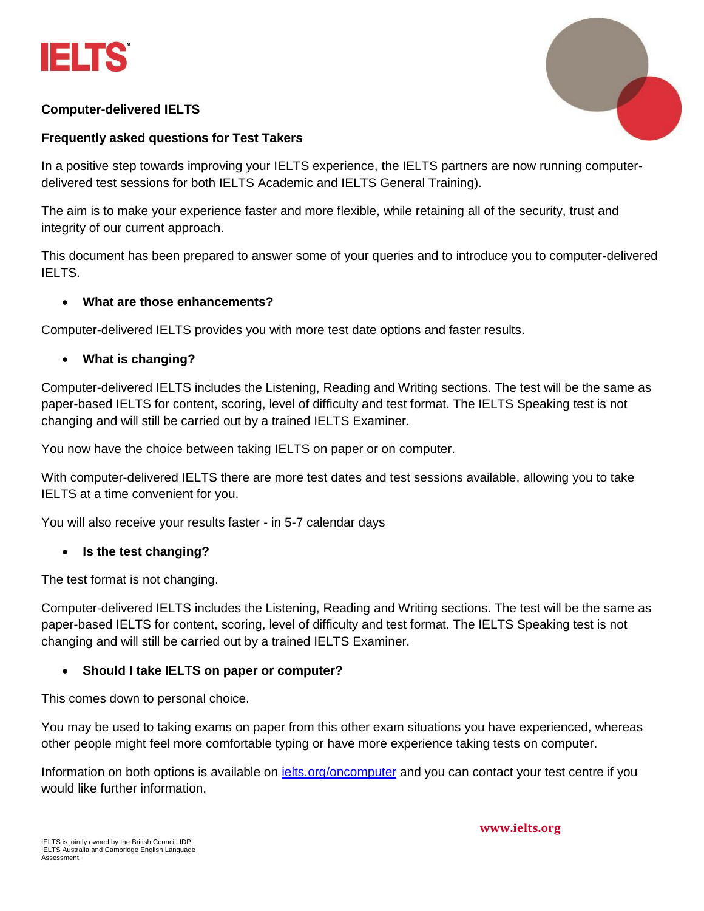# IELTS™

**Computer-delivered IELTS**

**Frequently asked questions for Test Takers**

In a positive step towards improving your IELTS experience, the IELTS partners are now running computer-delivered test sessions for both IELTS Academic and IELTS General Training).

The aim is to make your experience faster and more flexible, while retaining all of the security, trust and integrity of our current approach.

This document has been prepared to answer some of your queries and to introduce you to computer-delivered IELTS.

- **What are those enhancements?**

Computer-delivered IELTS provides you with more test date options and faster results.

- **What is changing?**

Computer-delivered IELTS includes the Listening, Reading and Writing sections. The test will be the same as paper-based IELTS for content, scoring, level of difficulty and test format. The IELTS Speaking test is not changing and will still be carried out by a trained IELTS Examiner.

You now have the choice between taking IELTS on paper or on computer.

With computer-delivered IELTS there are more test dates and test sessions available, allowing you to take IELTS at a time convenient for you.

You will also receive your results faster - in 5-7 calendar days

- **Is the test changing?**

The test format is not changing.

Computer-delivered IELTS includes the Listening, Reading and Writing sections. The test will be the same as paper-based IELTS for content, scoring, level of difficulty and test format. The IELTS Speaking test is not changing and will still be carried out by a trained IELTS Examiner.

- **Should I take IELTS on paper or computer?**

This comes down to personal choice.

You may be used to taking exams on paper from this other exam situations you have experienced, whereas other people might feel more comfortable typing or have more experience taking tests on computer.

Information on both options is available on [ielts.org/oncomputer](ielts.org/oncomputer) and you can contact your test centre if you would like further information.

IELTS is jointly owned by the British Council. IDP: IELTS Australia and Cambridge English Language Assessment.

www.ielts.org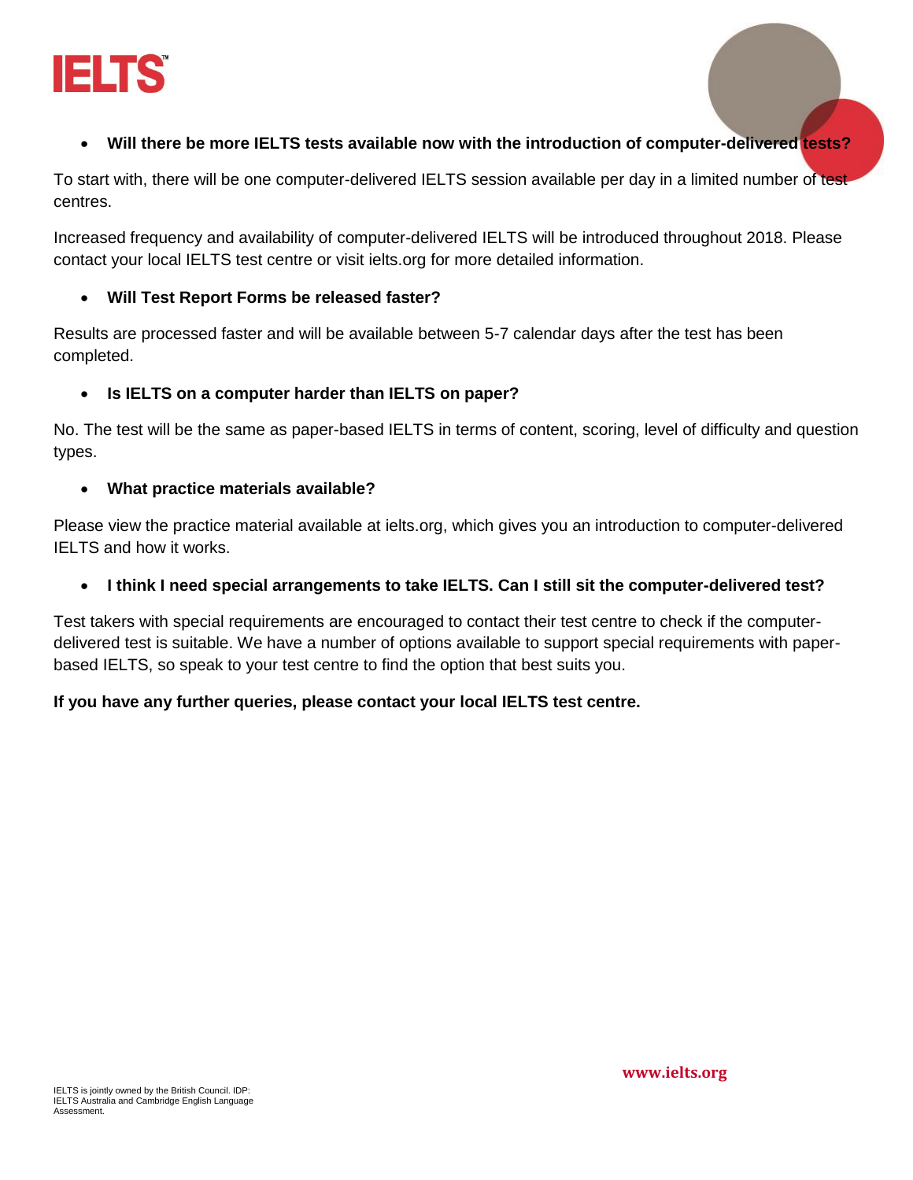- **Will there be more IELTS tests available now with the introduction of computer-delivered tests?**

To start with, there will be one computer-delivered IELTS session available per day in a limited number of test centres.

Increased frequency and availability of computer-delivered IELTS will be introduced throughout 2018. Please contact your local IELTS test centre or visit ielts.org for more detailed information.

- **Will Test Report Forms be released faster?**

Results are processed faster and will be available between 5-7 calendar days after the test has been completed.

- **Is IELTS on a computer harder than IELTS on paper?**

No. The test will be the same as paper-based IELTS in terms of content, scoring, level of difficulty and question types.

- **What practice materials available?**

Please view the practice material available at ielts.org, which gives you an introduction to computer-delivered IELTS and how it works.

- **I think I need special arrangements to take IELTS. Can I still sit the computer-delivered test?**

Test takers with special requirements are encouraged to contact their test centre to check if the computer-delivered test is suitable. We have a number of options available to support special requirements with paper-based IELTS, so speak to your test centre to find the option that best suits you.

**If you have any further queries, please contact your local IELTS test centre.**